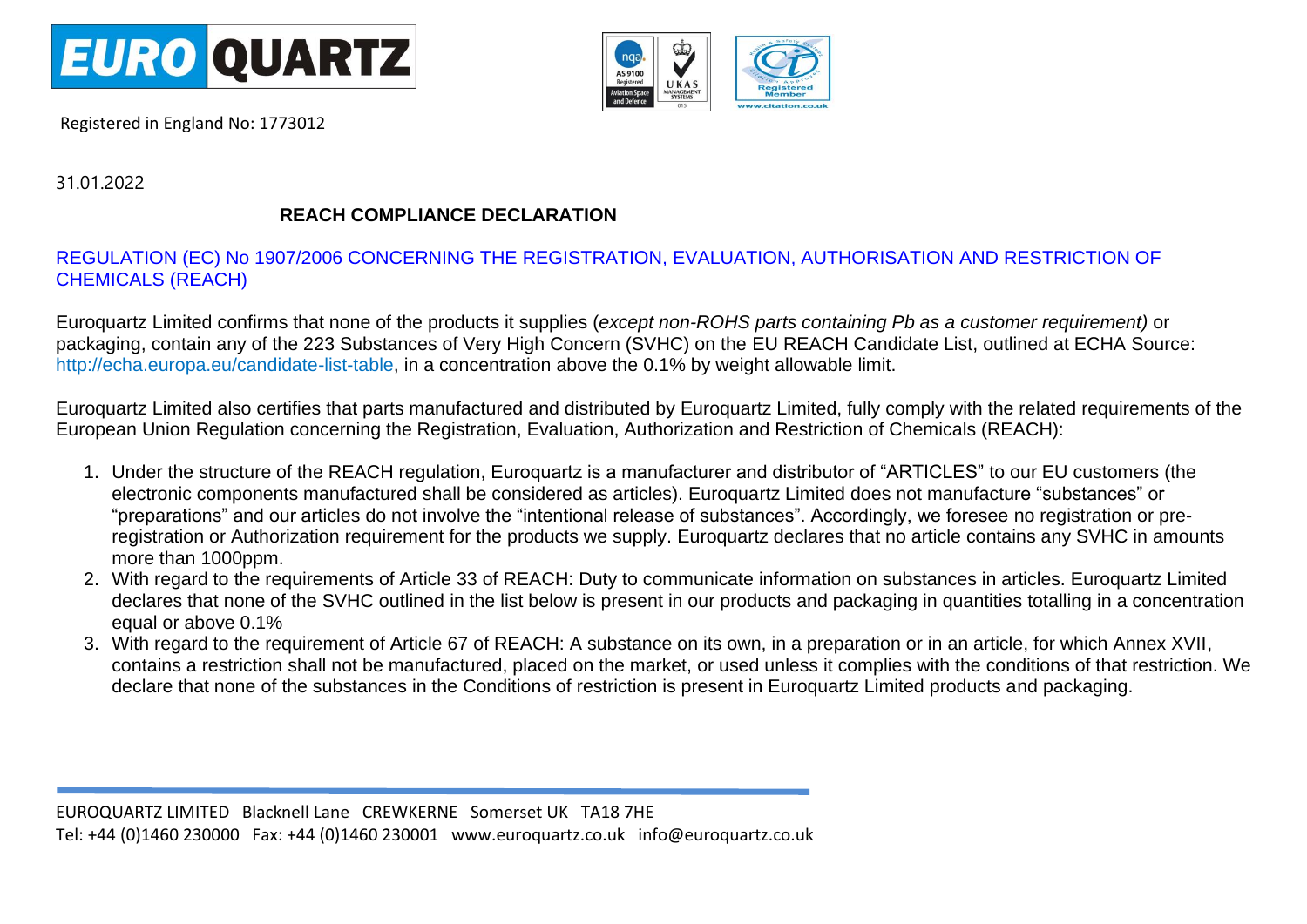Registered in England No: 1773012

31.01.2022

## REACH COMPLIANCE DECLARATION

REGULATION (EC) No 1907/2006 CONCERNING THE REGISTRATION, EVALUATION, AUTHORISATION AND RESTRICTION OF CHEMICALS (REACH)

Euroquartz Limited confirms that none of the products it supplies (*except non-ROHS parts containing Pb as a customer requirement)* or packaging, contain any of the 223 Substances of Very High Concern (SVHC) on the EU REACH Candidate List, outlined at ECHA Source: http://echa.europa.eu/candidate-list-table, in a concentration above the 0.1% by weight allowable limit.

Euroquartz Limited also certifies that parts manufactured and distributed by Euroquartz Limited, fully comply with the related requirements of the European Union Regulation concerning the Registration, Evaluation, Authorization and Restriction of Chemicals (REACH):

1. Under the structure of the REACH regulation, Euroquartz is a manufacturer and distributor of "ARTICLES" to our EU customers (the electronic components manufactured shall be considered as articles). Euroquartz Limited does not manufacture "substances" or "preparations" and our articles do not involve the "intentional release of substances". Accordingly, we foresee no registration or pre-registration or Authorization requirement for the products we supply. Euroquartz declares that no article contains any SVHC in amounts more than 1000ppm.
2. With regard to the requirements of Article 33 of REACH: Duty to communicate information on substances in articles. Euroquartz Limited declares that none of the SVHC outlined in the list below is present in our products and packaging in quantities totalling in a concentration equal or above 0.1%
3. With regard to the requirement of Article 67 of REACH: A substance on its own, in a preparation or in an article, for which Annex XVII, contains a restriction shall not be manufactured, placed on the market, or used unless it complies with the conditions of that restriction. We declare that none of the substances in the Conditions of restriction is present in Euroquartz Limited products and packaging.

EUROQUARTZ LIMITED Blacknell Lane CREWKERNE Somerset UK TA18 7HE
Tel: +44 (0)1460 230000 Fax: +44 (0)1460 230001 www.euroquartz.co.uk info@euroquartz.co.uk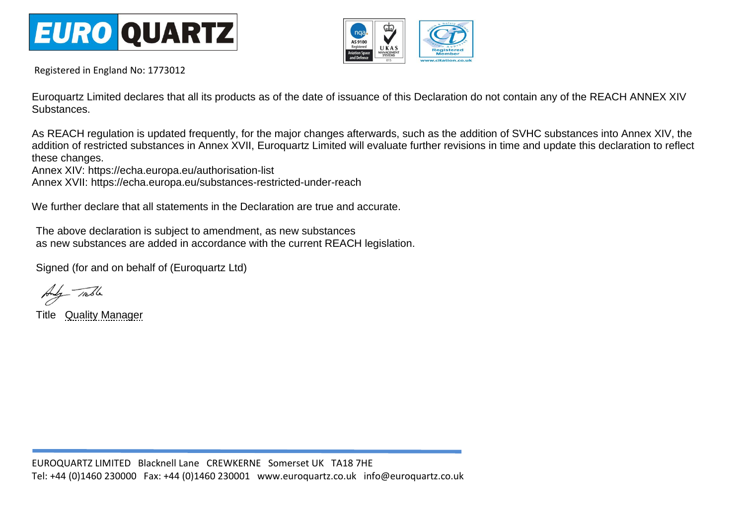EURO QUARTZ

Registered in England No: 1773012

Euroquartz Limited declares that all its products as of the date of issuance of this Declaration do not contain any of the REACH ANNEX XIV Substances.

As REACH regulation is updated frequently, for the major changes afterwards, such as the addition of SVHC substances into Annex XIV, the addition of restricted substances in Annex XVII, Euroquartz Limited will evaluate further revisions in time and update this declaration to reflect these changes.
Annex XIV: https://echa.europa.eu/authorisation-list
Annex XVII: https://echa.europa.eu/substances-restricted-under-reach

We further declare that all statements in the Declaration are true and accurate.

The above declaration is subject to amendment, as new substances
as new substances are added in accordance with the current REACH legislation.

Signed (for and on behalf of (Euroquartz Ltd)

Title Quality Manager

EUROQUARTZ LIMITED Blacknell Lane CREWKERNE Somerset UK TA18 7HE
Tel: +44 (0)1460 230000 Fax: +44 (0)1460 230001 www.euroquartz.co.uk info@euroquartz.co.uk